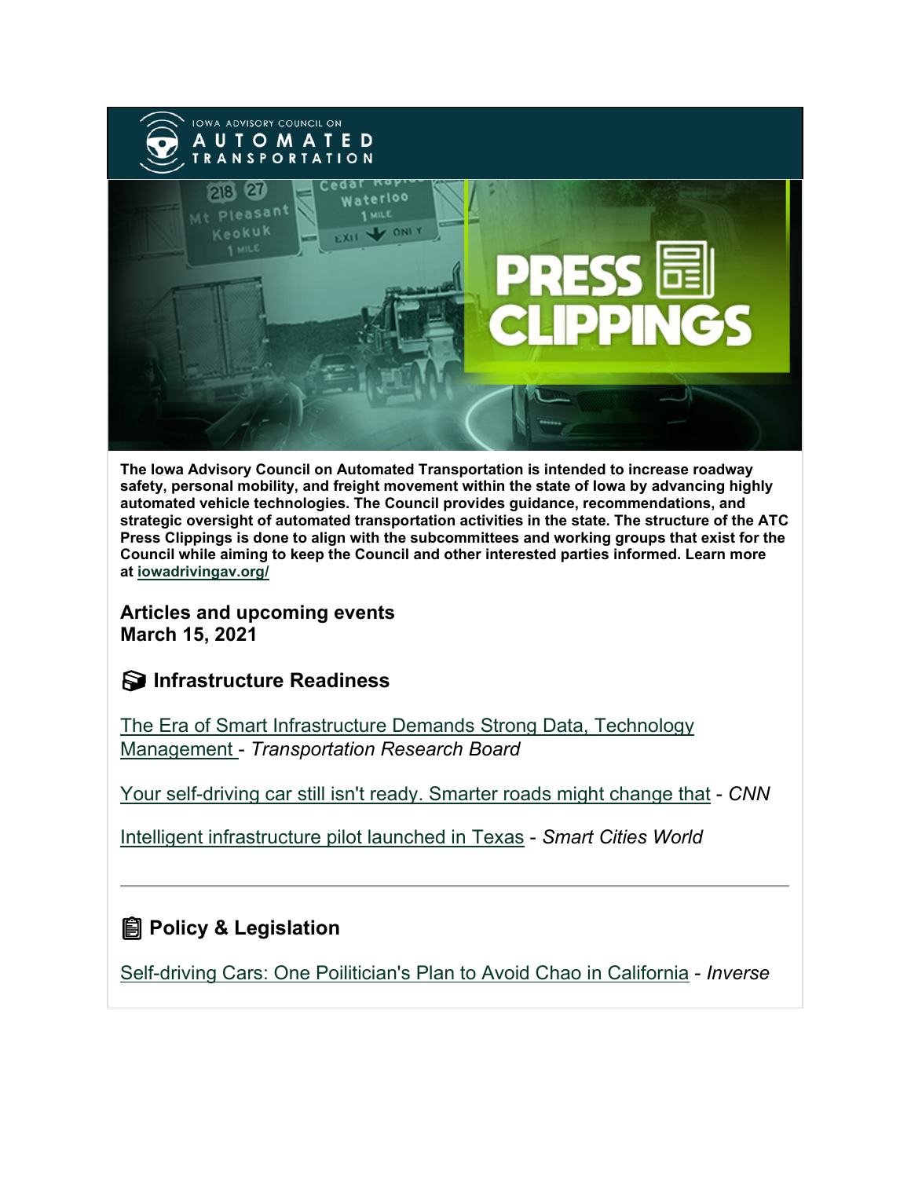The Iowa Advisory Council on Automated Transportation is intended to increase roadway safety, personal mobility, and freight movement within the state of Iowa by advancing highly automated vehicle technologies. The Council provides guidance, recommendations, and strategic oversight of automated transportation activities in the state. The structure of the ATC Press Clippings is done to align with the subcommittees and working groups that exist for the Council while aiming to keep the Council and other interested parties informed. Learn more at iowadrivingav.org/

**Articles and upcoming events**
**March 15, 2021**

## Infrastructure Readiness

The Era of Smart Infrastructure Demands Strong Data, Technology Management - *Transportation Research Board*

Your self-driving car still isn't ready. Smarter roads might change that - *CNN*

Intelligent infrastructure pilot launched in Texas - *Smart Cities World*

---

## Policy & Legislation

Self-driving Cars: One Poilitician's Plan to Avoid Chao in California - *Inverse*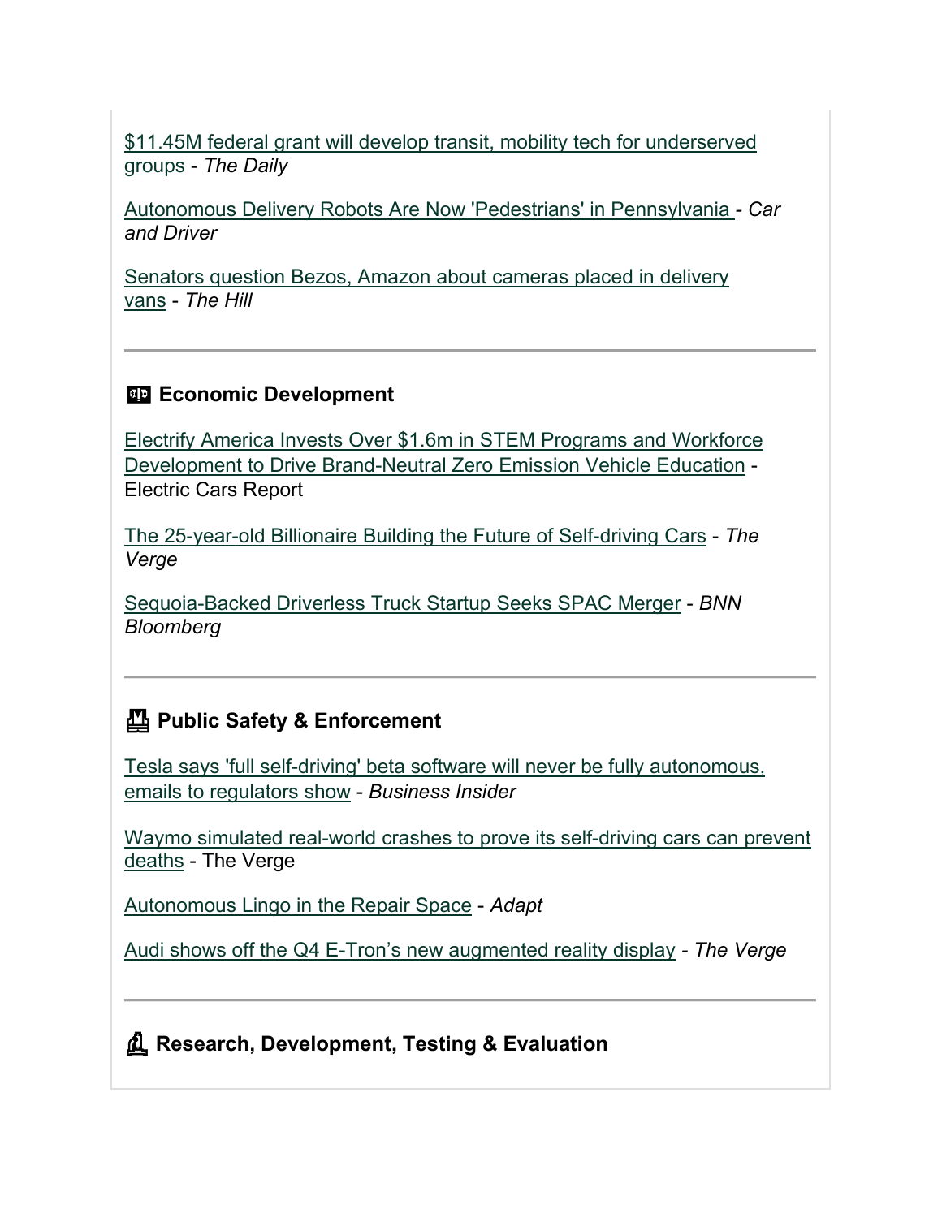$11.45M federal grant will develop transit, mobility tech for underserved groups - *The Daily*

Autonomous Delivery Robots Are Now 'Pedestrians' in Pennsylvania - *Car and Driver*

Senators question Bezos, Amazon about cameras placed in delivery vans - *The Hill*

---

### Economic Development

Electrify America Invests Over $1.6m in STEM Programs and Workforce Development to Drive Brand-Neutral Zero Emission Vehicle Education - Electric Cars Report

The 25-year-old Billionaire Building the Future of Self-driving Cars - *The Verge*

Sequoia-Backed Driverless Truck Startup Seeks SPAC Merger - *BNN Bloomberg*

---

### Public Safety & Enforcement

Tesla says 'full self-driving' beta software will never be fully autonomous, emails to regulators show - *Business Insider*

Waymo simulated real-world crashes to prove its self-driving cars can prevent deaths - The Verge

Autonomous Lingo in the Repair Space - *Adapt*

Audi shows off the Q4 E-Tron's new augmented reality display - *The Verge*

---

### Research, Development, Testing & Evaluation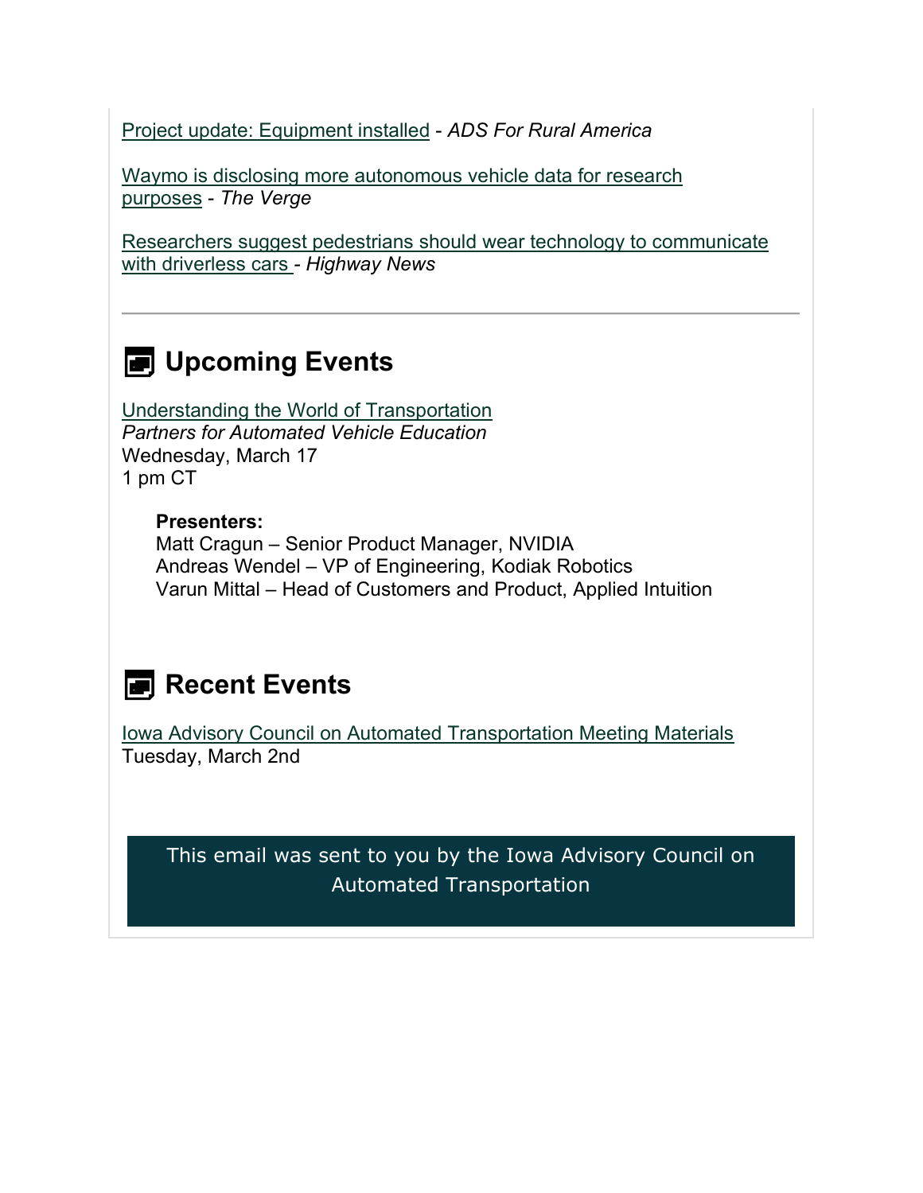Project update: Equipment installed - *ADS For Rural America*

Waymo is disclosing more autonomous vehicle data for research purposes - *The Verge*

Researchers suggest pedestrians should wear technology to communicate with driverless cars - *Highway News*

---

## Upcoming Events

Understanding the World of Transportation
*Partners for Automated Vehicle Education*
Wednesday, March 17
1 pm CT

> **Presenters:**
> Matt Cragun – Senior Product Manager, NVIDIA
> Andreas Wendel – VP of Engineering, Kodiak Robotics
> Varun Mittal – Head of Customers and Product, Applied Intuition

## Recent Events

Iowa Advisory Council on Automated Transportation Meeting Materials
Tuesday, March 2nd

This email was sent to you by the Iowa Advisory Council on Automated Transportation